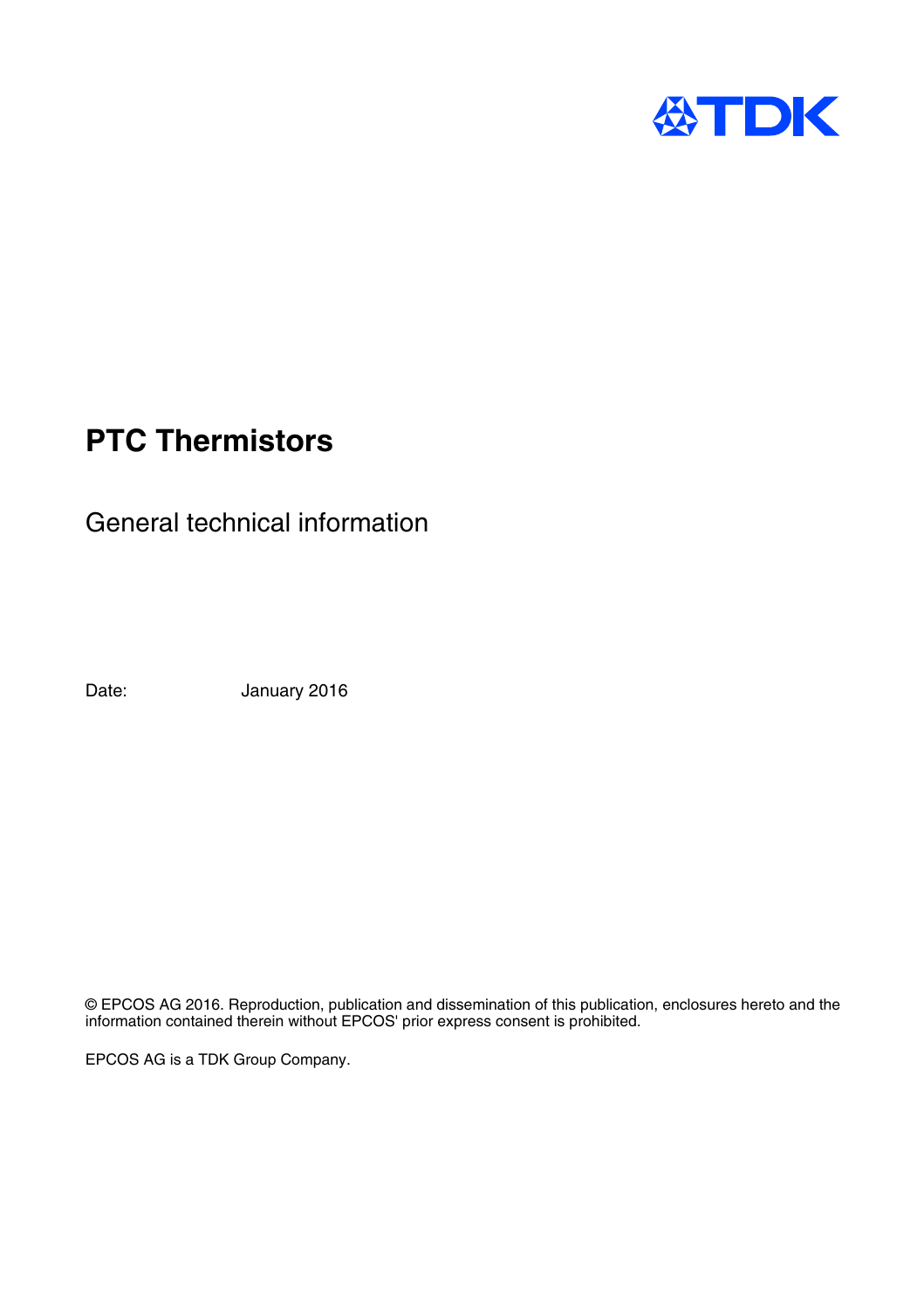TDK

# PTC Thermistors

## General technical information

Date: January 2016

© EPCOS AG 2016. Reproduction, publication and dissemination of this publication, enclosures hereto and the information contained therein without EPCOS' prior express consent is prohibited.

EPCOS AG is a TDK Group Company.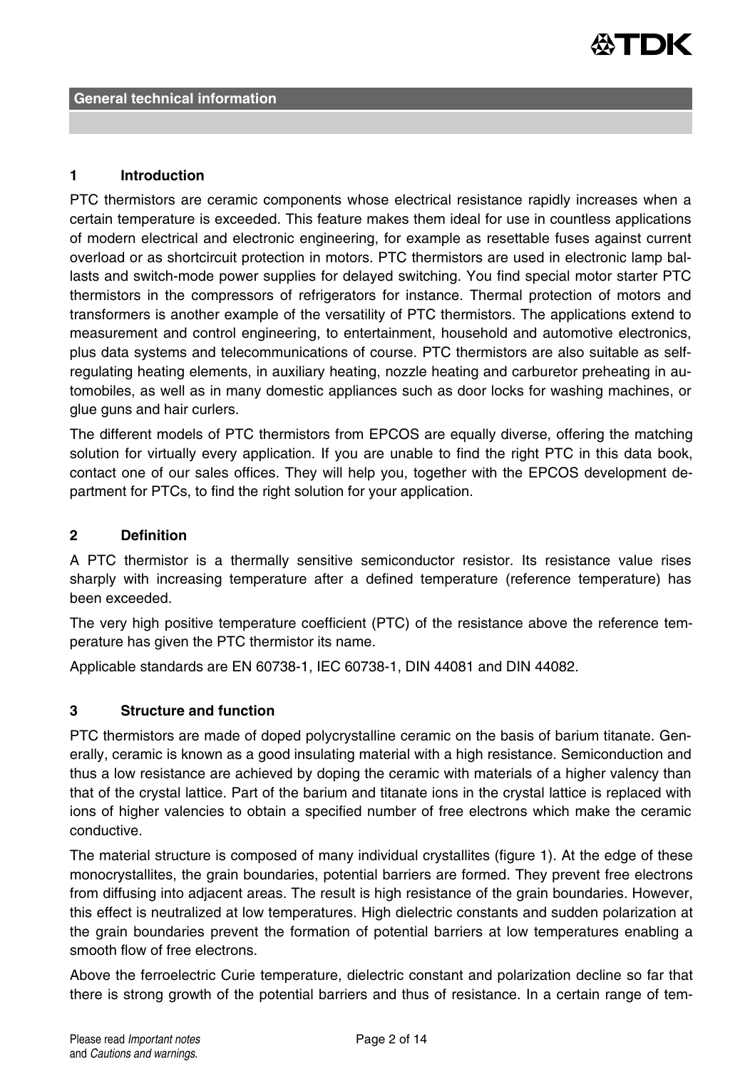## General technical information

## 1 Introduction

PTC thermistors are ceramic components whose electrical resistance rapidly increases when a certain temperature is exceeded. This feature makes them ideal for use in countless applications of modern electrical and electronic engineering, for example as resettable fuses against current overload or as shortcircuit protection in motors. PTC thermistors are used in electronic lamp ballasts and switch-mode power supplies for delayed switching. You find special motor starter PTC thermistors in the compressors of refrigerators for instance. Thermal protection of motors and transformers is another example of the versatility of PTC thermistors. The applications extend to measurement and control engineering, to entertainment, household and automotive electronics, plus data systems and telecommunications of course. PTC thermistors are also suitable as self-regulating heating elements, in auxiliary heating, nozzle heating and carburetor preheating in automobiles, as well as in many domestic appliances such as door locks for washing machines, or glue guns and hair curlers.

The different models of PTC thermistors from EPCOS are equally diverse, offering the matching solution for virtually every application. If you are unable to find the right PTC in this data book, contact one of our sales offices. They will help you, together with the EPCOS development department for PTCs, to find the right solution for your application.

## 2 Definition

A PTC thermistor is a thermally sensitive semiconductor resistor. Its resistance value rises sharply with increasing temperature after a defined temperature (reference temperature) has been exceeded.

The very high positive temperature coefficient (PTC) of the resistance above the reference temperature has given the PTC thermistor its name.

Applicable standards are EN 60738-1, IEC 60738-1, DIN 44081 and DIN 44082.

## 3 Structure and function

PTC thermistors are made of doped polycrystalline ceramic on the basis of barium titanate. Generally, ceramic is known as a good insulating material with a high resistance. Semiconduction and thus a low resistance are achieved by doping the ceramic with materials of a higher valency than that of the crystal lattice. Part of the barium and titanate ions in the crystal lattice is replaced with ions of higher valencies to obtain a specified number of free electrons which make the ceramic conductive.

The material structure is composed of many individual crystallites (figure 1). At the edge of these monocrystallites, the grain boundaries, potential barriers are formed. They prevent free electrons from diffusing into adjacent areas. The result is high resistance of the grain boundaries. However, this effect is neutralized at low temperatures. High dielectric constants and sudden polarization at the grain boundaries prevent the formation of potential barriers at low temperatures enabling a smooth flow of free electrons.

Above the ferroelectric Curie temperature, dielectric constant and polarization decline so far that there is strong growth of the potential barriers and thus of resistance. In a certain range of tem-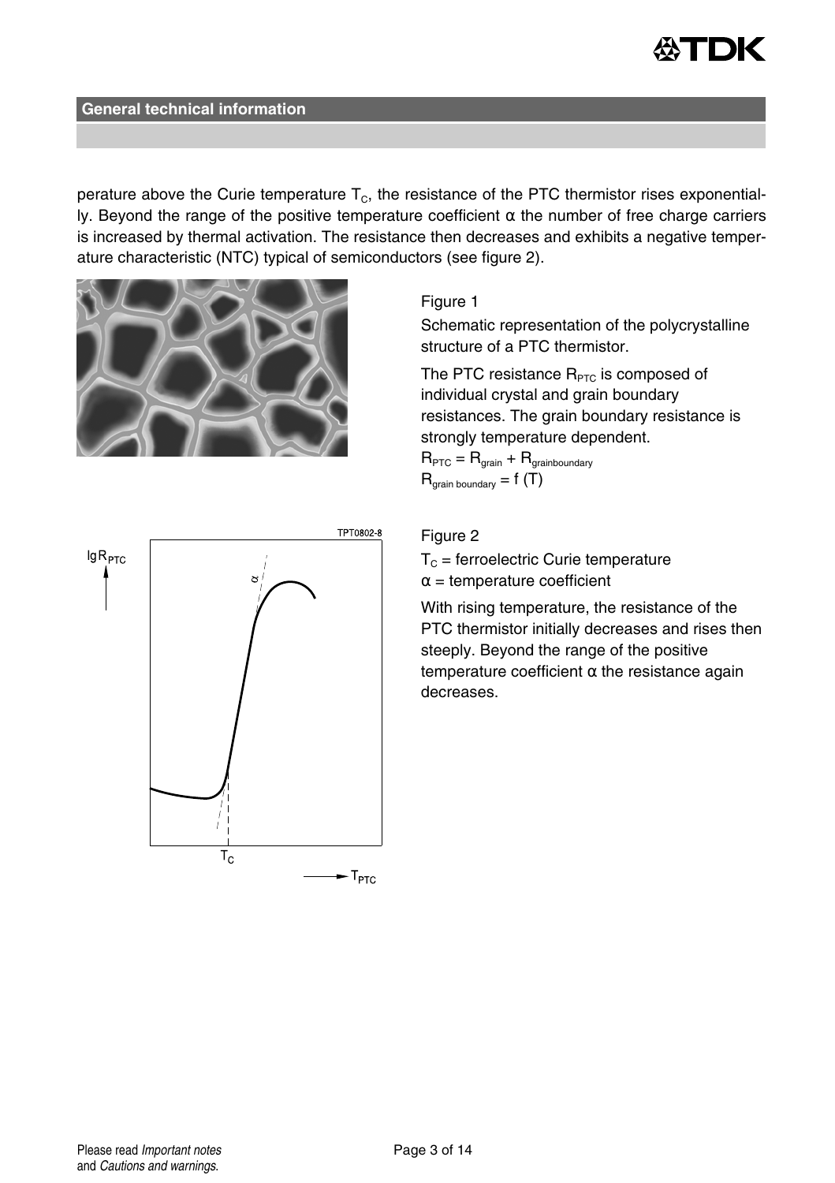## General technical information

perature above the Curie temperature $T_C$, the resistance of the PTC thermistor rises exponentially. Beyond the range of the positive temperature coefficient α the number of free charge carriers is increased by thermal activation. The resistance then decreases and exhibits a negative temperature characteristic (NTC) typical of semiconductors (see figure 2).

Figure 1

Schematic representation of the polycrystalline structure of a PTC thermistor.

The PTC resistance $R_{PTC}$ is composed of individual crystal and grain boundary resistances. The grain boundary resistance is strongly temperature dependent.

$R_{PTC} = R_{grain} + R_{grainboundary}$

$R_{grain\ boundary} = f\ (T)$

Figure 2

$T_C$ = ferroelectric Curie temperature

α = temperature coefficient

With rising temperature, the resistance of the PTC thermistor initially decreases and rises then steeply. Beyond the range of the positive temperature coefficient α the resistance again decreases.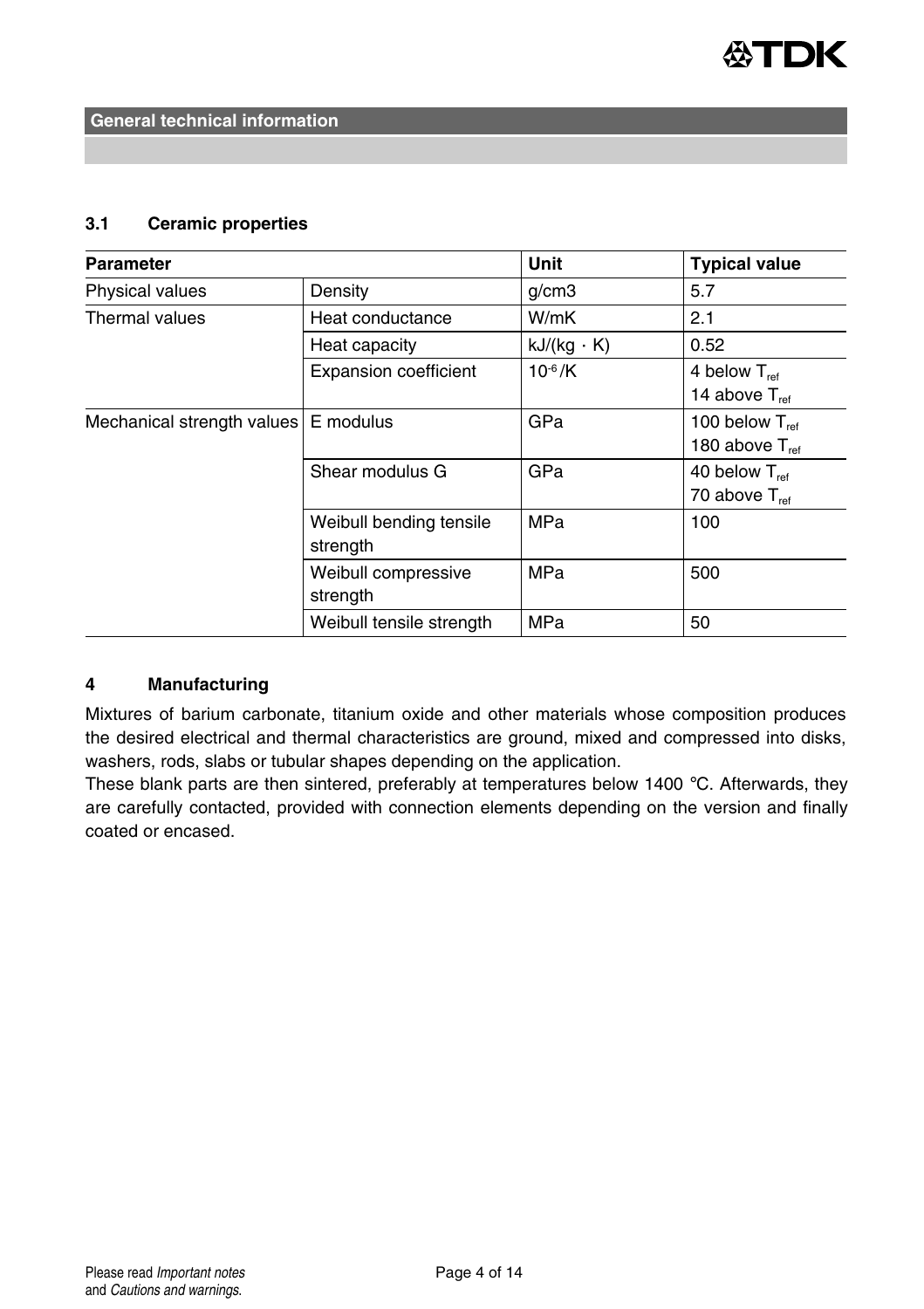General technical information

### 3.1 Ceramic properties

| Parameter | | Unit | Typical value |
|---|---|---|---|
| Physical values | Density | g/cm3 | 5.7 |
| Thermal values | Heat conductance | W/mK | 2.1 |
| | Heat capacity | kJ/(kg · K) | 0.52 |
| | Expansion coefficient | $10^{-6}$/K | 4 below $T_{ref}$<br>14 above $T_{ref}$ |
| Mechanical strength values | E modulus | GPa | 100 below $T_{ref}$<br>180 above $T_{ref}$ |
| | Shear modulus G | GPa | 40 below $T_{ref}$<br>70 above $T_{ref}$ |
| | Weibull bending tensile strength | MPa | 100 |
| | Weibull compressive strength | MPa | 500 |
| | Weibull tensile strength | MPa | 50 |

## 4 Manufacturing

Mixtures of barium carbonate, titanium oxide and other materials whose composition produces the desired electrical and thermal characteristics are ground, mixed and compressed into disks, washers, rods, slabs or tubular shapes depending on the application.
These blank parts are then sintered, preferably at temperatures below 1400 °C. Afterwards, they are carefully contacted, provided with connection elements depending on the version and finally coated or encased.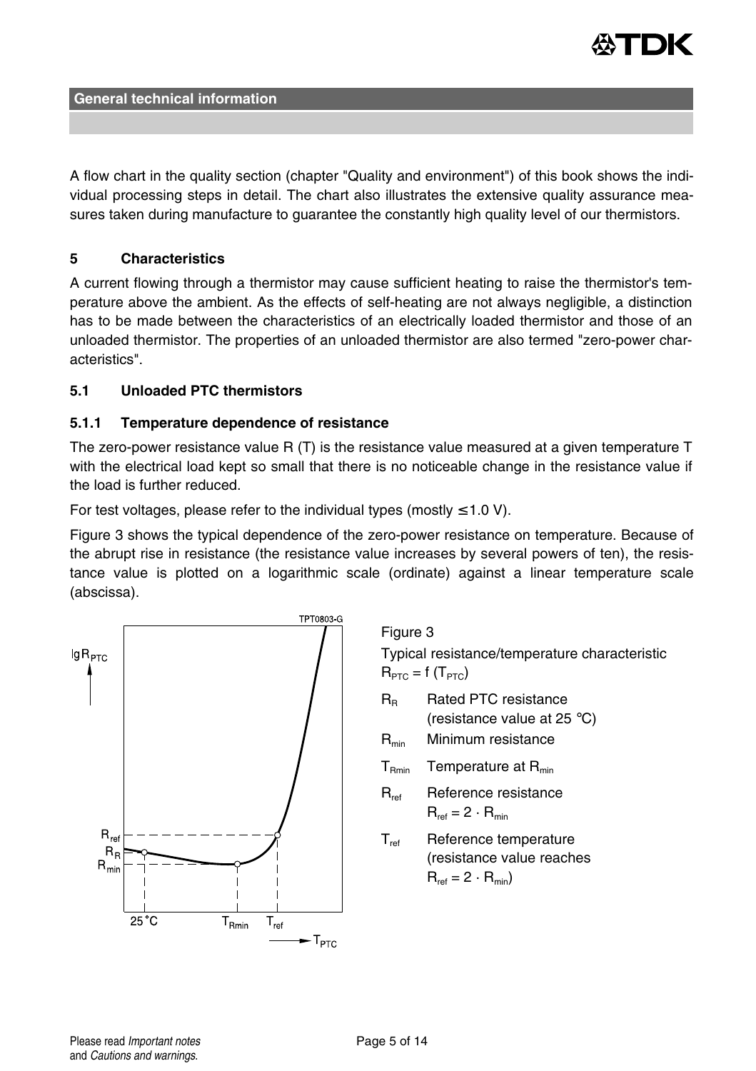A flow chart in the quality section (chapter "Quality and environment") of this book shows the individual processing steps in detail. The chart also illustrates the extensive quality assurance measures taken during manufacture to guarantee the constantly high quality level of our thermistors.

## 5 Characteristics

A current flowing through a thermistor may cause sufficient heating to raise the thermistor's temperature above the ambient. As the effects of self-heating are not always negligible, a distinction has to be made between the characteristics of an electrically loaded thermistor and those of an unloaded thermistor. The properties of an unloaded thermistor are also termed "zero-power characteristics".

### 5.1 Unloaded PTC thermistors

#### 5.1.1 Temperature dependence of resistance

The zero-power resistance value R (T) is the resistance value measured at a given temperature T with the electrical load kept so small that there is no noticeable change in the resistance value if the load is further reduced.

For test voltages, please refer to the individual types (mostly ≤1.0 V).

Figure 3 shows the typical dependence of the zero-power resistance on temperature. Because of the abrupt rise in resistance (the resistance value increases by several powers of ten), the resistance value is plotted on a logarithmic scale (ordinate) against a linear temperature scale (abscissa).

Figure 3

Typical resistance/temperature characteristic $R_{PTC} = f\,(T_{PTC})$

- $R_R$ Rated PTC resistance (resistance value at 25 °C)
- $R_{min}$ Minimum resistance
- $T_{Rmin}$ Temperature at $R_{min}$
- $R_{ref}$ Reference resistance $R_{ref} = 2 \cdot R_{min}$
- $T_{ref}$ Reference temperature (resistance value reaches $R_{ref} = 2 \cdot R_{min}$)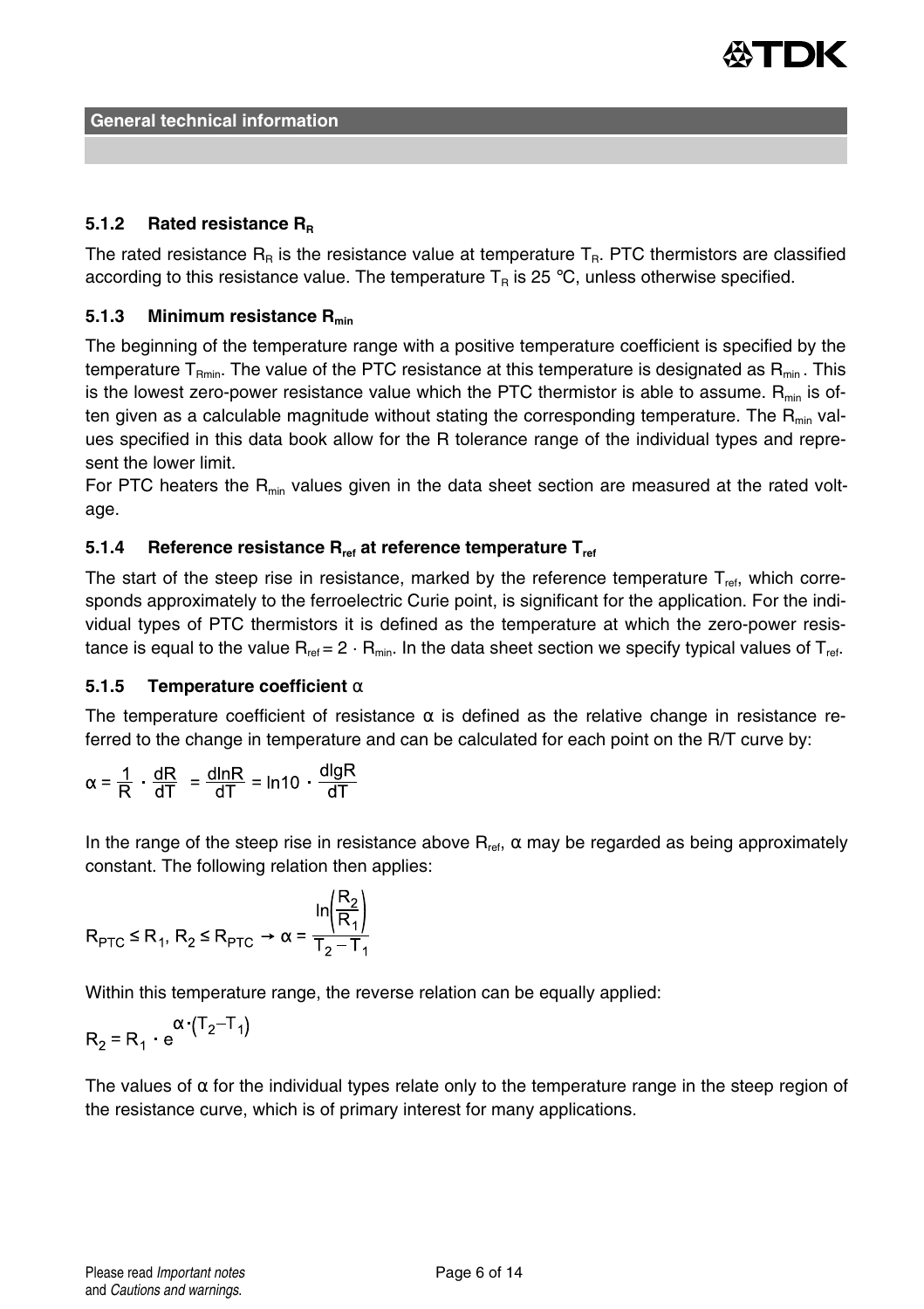General technical information

### 5.1.2 Rated resistance $R_R$

The rated resistance $R_R$ is the resistance value at temperature $T_R$. PTC thermistors are classified according to this resistance value. The temperature $T_R$ is 25 °C, unless otherwise specified.

### 5.1.3 Minimum resistance $R_{min}$

The beginning of the temperature range with a positive temperature coefficient is specified by the temperature $T_{Rmin}$. The value of the PTC resistance at this temperature is designated as $R_{min}$. This is the lowest zero-power resistance value which the PTC thermistor is able to assume. $R_{min}$ is often given as a calculable magnitude without stating the corresponding temperature. The $R_{min}$ values specified in this data book allow for the R tolerance range of the individual types and represent the lower limit.

For PTC heaters the $R_{min}$ values given in the data sheet section are measured at the rated voltage.

### 5.1.4 Reference resistance $R_{ref}$ at reference temperature $T_{ref}$

The start of the steep rise in resistance, marked by the reference temperature $T_{ref}$, which corresponds approximately to the ferroelectric Curie point, is significant for the application. For the individual types of PTC thermistors it is defined as the temperature at which the zero-power resistance is equal to the value $R_{ref} = 2 \cdot R_{min}$. In the data sheet section we specify typical values of $T_{ref}$.

### 5.1.5 Temperature coefficient α

The temperature coefficient of resistance α is defined as the relative change in resistance referred to the change in temperature and can be calculated for each point on the R/T curve by:

$$\alpha = \frac{1}{R} \cdot \frac{dR}{dT} = \frac{d\ln R}{dT} = \ln 10 \cdot \frac{d\lg R}{dT}$$

In the range of the steep rise in resistance above $R_{ref}$, α may be regarded as being approximately constant. The following relation then applies:

$$R_{PTC} \leq R_1,\ R_2 \leq R_{PTC} \rightarrow \alpha = \frac{\ln\left(\frac{R_2}{R_1}\right)}{T_2 - T_1}$$

Within this temperature range, the reverse relation can be equally applied:

$$R_2 = R_1 \cdot e^{\alpha \cdot (T_2 - T_1)}$$

The values of α for the individual types relate only to the temperature range in the steep region of the resistance curve, which is of primary interest for many applications.

Please read *Important notes* and *Cautions and warnings.*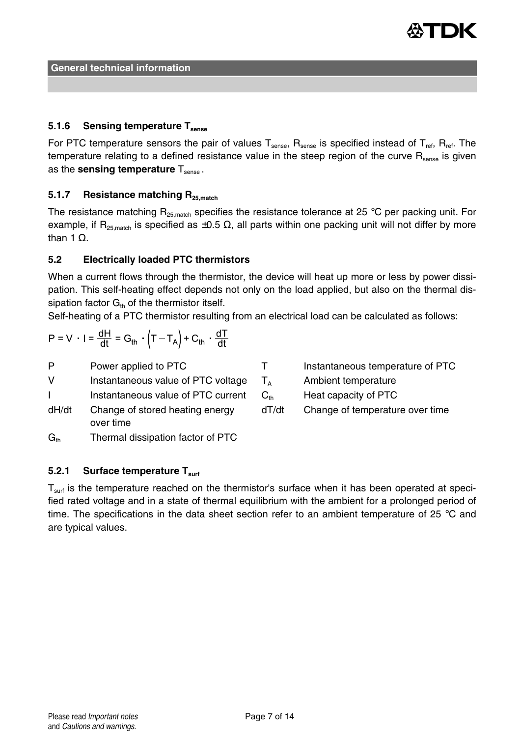### 5.1.6 Sensing temperature $T_{sense}$

For PTC temperature sensors the pair of values $T_{sense}$, $R_{sense}$ is specified instead of $T_{ref}$, $R_{ref}$. The temperature relating to a defined resistance value in the steep region of the curve $R_{sense}$ is given as the **sensing temperature** $T_{sense}$.

### 5.1.7 Resistance matching $R_{25,match}$

The resistance matching $R_{25,match}$ specifies the resistance tolerance at 25 °C per packing unit. For example, if $R_{25,match}$ is specified as ±0.5 Ω, all parts within one packing unit will not differ by more than 1 Ω.

## 5.2 Electrically loaded PTC thermistors

When a current flows through the thermistor, the device will heat up more or less by power dissipation. This self-heating effect depends not only on the load applied, but also on the thermal dissipation factor $G_{th}$ of the thermistor itself.

Self-heating of a PTC thermistor resulting from an electrical load can be calculated as follows:

$$P = V \cdot I = \frac{dH}{dt} = G_{th} \cdot \left(T - T_A\right) + C_{th} \cdot \frac{dT}{dt}$$

| | | | |
|---|---|---|---|
| $P$ | Power applied to PTC | $T$ | Instantaneous temperature of PTC |
| $V$ | Instantaneous value of PTC voltage | $T_A$ | Ambient temperature |
| $I$ | Instantaneous value of PTC current | $C_{th}$ | Heat capacity of PTC |
| $dH/dt$ | Change of stored heating energy over time | $dT/dt$ | Change of temperature over time |
| $G_{th}$ | Thermal dissipation factor of PTC | | |

### 5.2.1 Surface temperature $T_{surf}$

$T_{surf}$ is the temperature reached on the thermistor's surface when it has been operated at specified rated voltage and in a state of thermal equilibrium with the ambient for a prolonged period of time. The specifications in the data sheet section refer to an ambient temperature of 25 °C and are typical values.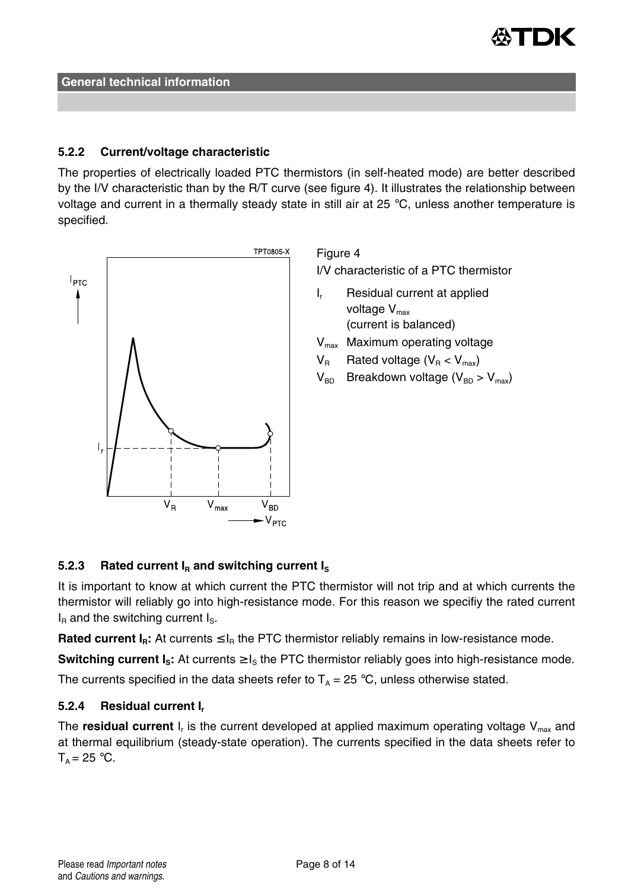### 5.2.2 Current/voltage characteristic

The properties of electrically loaded PTC thermistors (in self-heated mode) are better described by the I/V characteristic than by the R/T curve (see figure 4). It illustrates the relationship between voltage and current in a thermally steady state in still air at 25 °C, unless another temperature is specified.

Figure 4
I/V characteristic of a PTC thermistor

- $I_r$ Residual current at applied voltage $V_{max}$ (current is balanced)
- $V_{max}$ Maximum operating voltage
- $V_R$ Rated voltage ($V_R < V_{max}$)
- $V_{BD}$ Breakdown voltage ($V_{BD} > V_{max}$)

### 5.2.3 Rated current $I_R$ and switching current $I_S$

It is important to know at which current the PTC thermistor will not trip and at which currents the thermistor will reliably go into high-resistance mode. For this reason we specifiy the rated current $I_R$ and the switching current $I_S$.

**Rated current $I_R$:** At currents $\leq I_R$ the PTC thermistor reliably remains in low-resistance mode.

**Switching current $I_S$:** At currents $\geq I_S$ the PTC thermistor reliably goes into high-resistance mode.

The currents specified in the data sheets refer to $T_A$ = 25 °C, unless otherwise stated.

### 5.2.4 Residual current $I_r$

The **residual current** $I_r$ is the current developed at applied maximum operating voltage $V_{max}$ and at thermal equilibrium (steady-state operation). The currents specified in the data sheets refer to $T_A$ = 25 °C.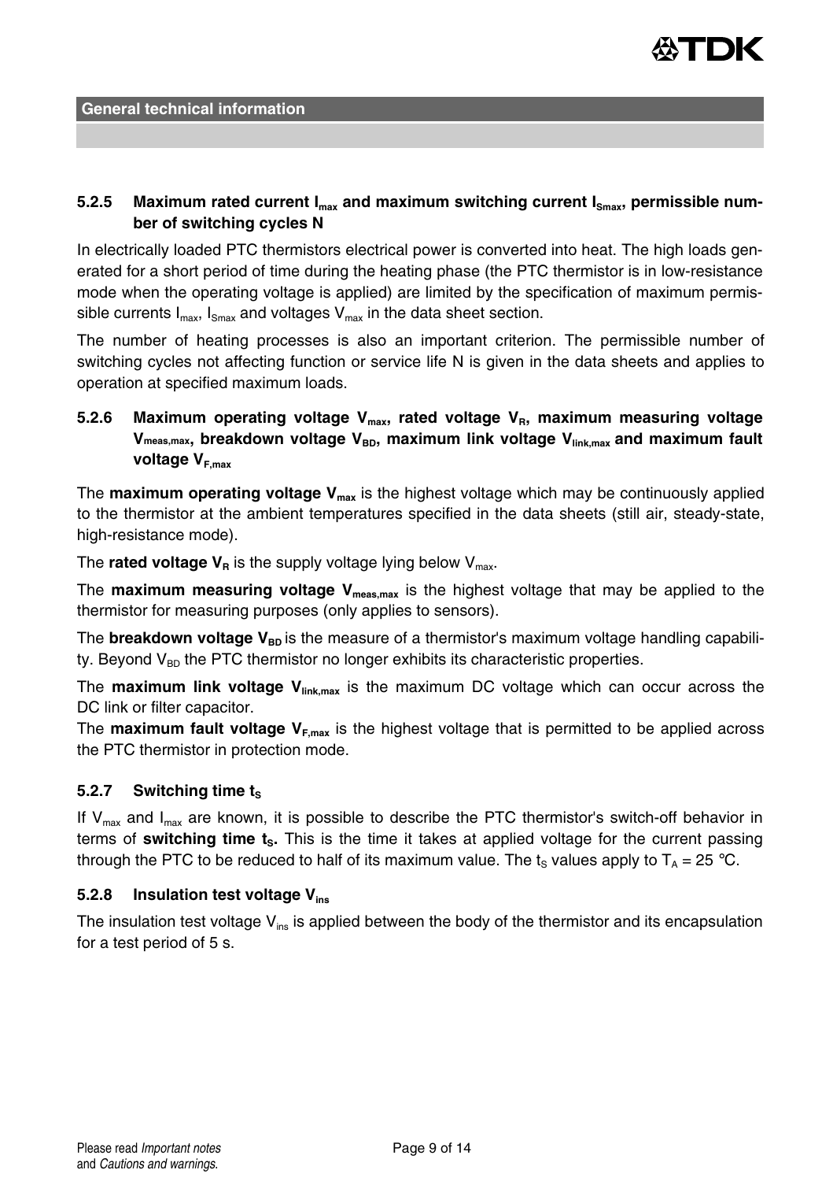### 5.2.5 Maximum rated current $I_{max}$ and maximum switching current $I_{Smax}$, permissible number of switching cycles N

In electrically loaded PTC thermistors electrical power is converted into heat. The high loads generated for a short period of time during the heating phase (the PTC thermistor is in low-resistance mode when the operating voltage is applied) are limited by the specification of maximum permissible currents $I_{max}$, $I_{Smax}$ and voltages $V_{max}$ in the data sheet section.

The number of heating processes is also an important criterion. The permissible number of switching cycles not affecting function or service life N is given in the data sheets and applies to operation at specified maximum loads.

### 5.2.6 Maximum operating voltage $V_{max}$, rated voltage $V_R$, maximum measuring voltage $V_{meas,max}$, breakdown voltage $V_{BD}$, maximum link voltage $V_{link,max}$ and maximum fault voltage $V_{F,max}$

The **maximum operating voltage $V_{max}$** is the highest voltage which may be continuously applied to the thermistor at the ambient temperatures specified in the data sheets (still air, steady-state, high-resistance mode).

The **rated voltage $V_R$** is the supply voltage lying below $V_{max}$.

The **maximum measuring voltage $V_{meas,max}$** is the highest voltage that may be applied to the thermistor for measuring purposes (only applies to sensors).

The **breakdown voltage $V_{BD}$** is the measure of a thermistor's maximum voltage handling capability. Beyond $V_{BD}$ the PTC thermistor no longer exhibits its characteristic properties.

The **maximum link voltage $V_{link,max}$** is the maximum DC voltage which can occur across the DC link or filter capacitor.

The **maximum fault voltage $V_{F,max}$** is the highest voltage that is permitted to be applied across the PTC thermistor in protection mode.

### 5.2.7 Switching time $t_S$

If $V_{max}$ and $I_{max}$ are known, it is possible to describe the PTC thermistor's switch-off behavior in terms of **switching time $t_S$.** This is the time it takes at applied voltage for the current passing through the PTC to be reduced to half of its maximum value. The $t_S$ values apply to $T_A$ = 25 °C.

### 5.2.8 Insulation test voltage $V_{ins}$

The insulation test voltage $V_{ins}$ is applied between the body of the thermistor and its encapsulation for a test period of 5 s.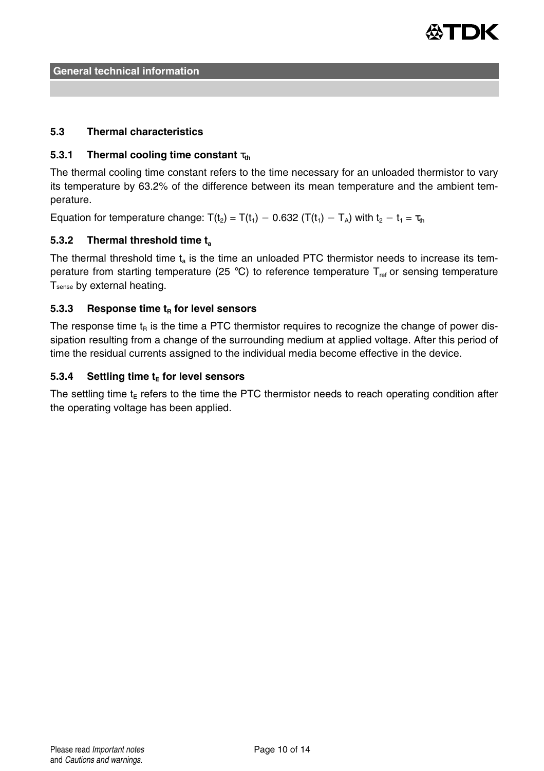## 5.3 Thermal characteristics

### 5.3.1 Thermal cooling time constant $\tau_{th}$

The thermal cooling time constant refers to the time necessary for an unloaded thermistor to vary its temperature by 63.2% of the difference between its mean temperature and the ambient temperature.

Equation for temperature change: $T(t_2) = T(t_1) - 0.632\ (T(t_1) - T_A)$ with $t_2 - t_1 = \tau_{th}$

### 5.3.2 Thermal threshold time $t_a$

The thermal threshold time $t_a$ is the time an unloaded PTC thermistor needs to increase its temperature from starting temperature (25 °C) to reference temperature $T_{ref}$ or sensing temperature $T_{sense}$ by external heating.

### 5.3.3 Response time $t_R$ for level sensors

The response time $t_R$ is the time a PTC thermistor requires to recognize the change of power dissipation resulting from a change of the surrounding medium at applied voltage. After this period of time the residual currents assigned to the individual media become effective in the device.

### 5.3.4 Settling time $t_E$ for level sensors

The settling time $t_E$ refers to the time the PTC thermistor needs to reach operating condition after the operating voltage has been applied.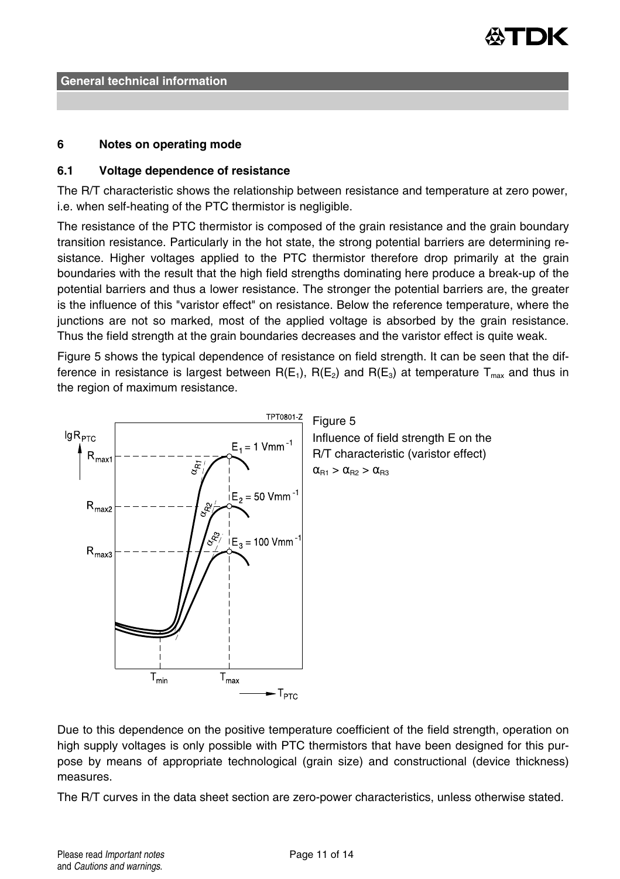## 6 Notes on operating mode

### 6.1 Voltage dependence of resistance

The R/T characteristic shows the relationship between resistance and temperature at zero power, i.e. when self-heating of the PTC thermistor is negligible.

The resistance of the PTC thermistor is composed of the grain resistance and the grain boundary transition resistance. Particularly in the hot state, the strong potential barriers are determining resistance. Higher voltages applied to the PTC thermistor therefore drop primarily at the grain boundaries with the result that the high field strengths dominating here produce a break-up of the potential barriers and thus a lower resistance. The stronger the potential barriers are, the greater is the influence of this "varistor effect" on resistance. Below the reference temperature, where the junctions are not so marked, most of the applied voltage is absorbed by the grain resistance. Thus the field strength at the grain boundaries decreases and the varistor effect is quite weak.

Figure 5 shows the typical dependence of resistance on field strength. It can be seen that the difference in resistance is largest between $R(E_1)$, $R(E_2)$ and $R(E_3)$ at temperature $T_{max}$ and thus in the region of maximum resistance.

Figure 5
Influence of field strength E on the R/T characteristic (varistor effect)
$\alpha_{R1} > \alpha_{R2} > \alpha_{R3}$

Due to this dependence on the positive temperature coefficient of the field strength, operation on high supply voltages is only possible with PTC thermistors that have been designed for this purpose by means of appropriate technological (grain size) and constructional (device thickness) measures.

The R/T curves in the data sheet section are zero-power characteristics, unless otherwise stated.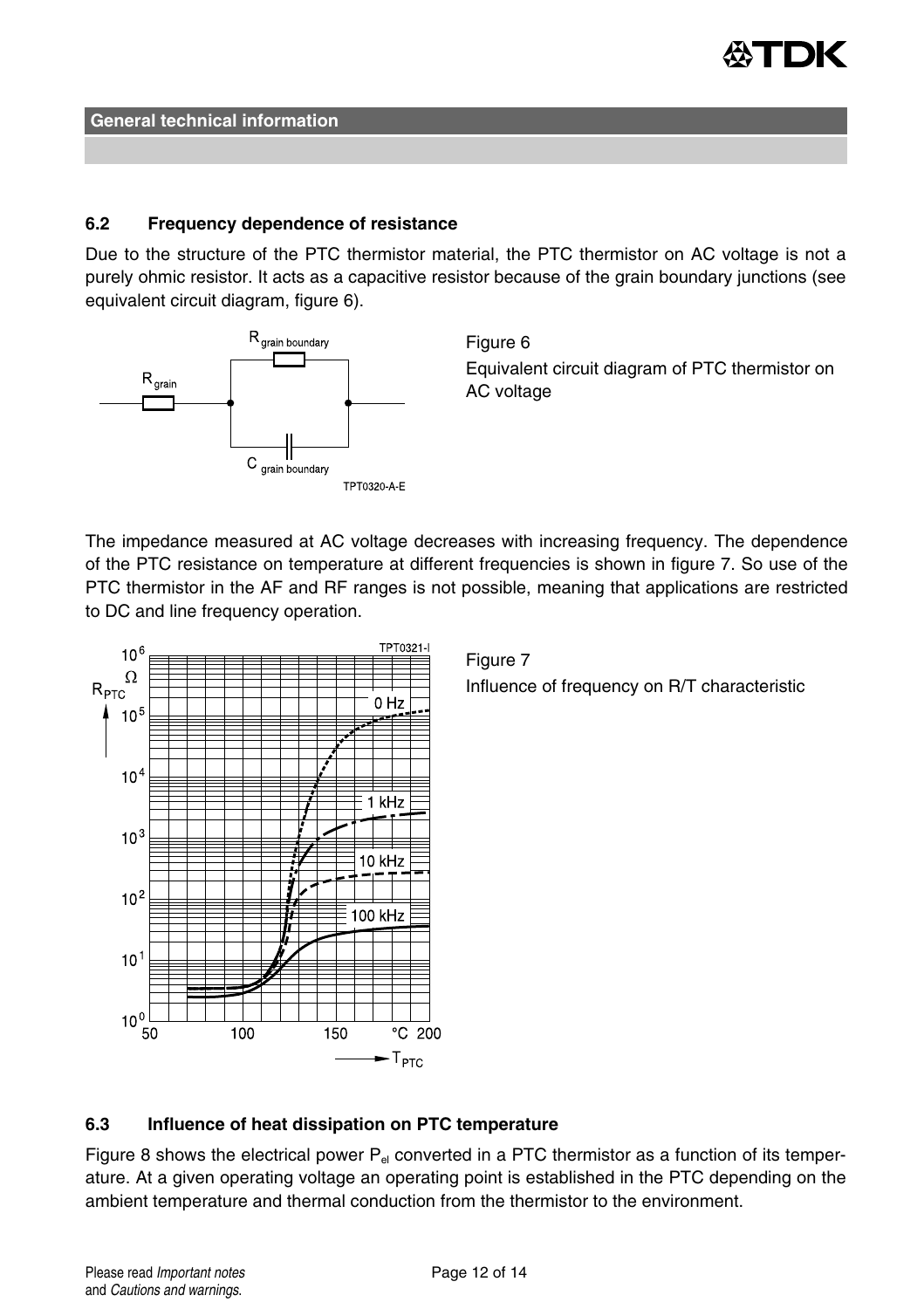## 6.2 Frequency dependence of resistance

Due to the structure of the PTC thermistor material, the PTC thermistor on AC voltage is not a purely ohmic resistor. It acts as a capacitive resistor because of the grain boundary junctions (see equivalent circuit diagram, figure 6).

Figure 6
Equivalent circuit diagram of PTC thermistor on AC voltage

The impedance measured at AC voltage decreases with increasing frequency. The dependence of the PTC resistance on temperature at different frequencies is shown in figure 7. So use of the PTC thermistor in the AF and RF ranges is not possible, meaning that applications are restricted to DC and line frequency operation.

Figure 7
Influence of frequency on R/T characteristic

## 6.3 Influence of heat dissipation on PTC temperature

Figure 8 shows the electrical power $P_{el}$ converted in a PTC thermistor as a function of its temperature. At a given operating voltage an operating point is established in the PTC depending on the ambient temperature and thermal conduction from the thermistor to the environment.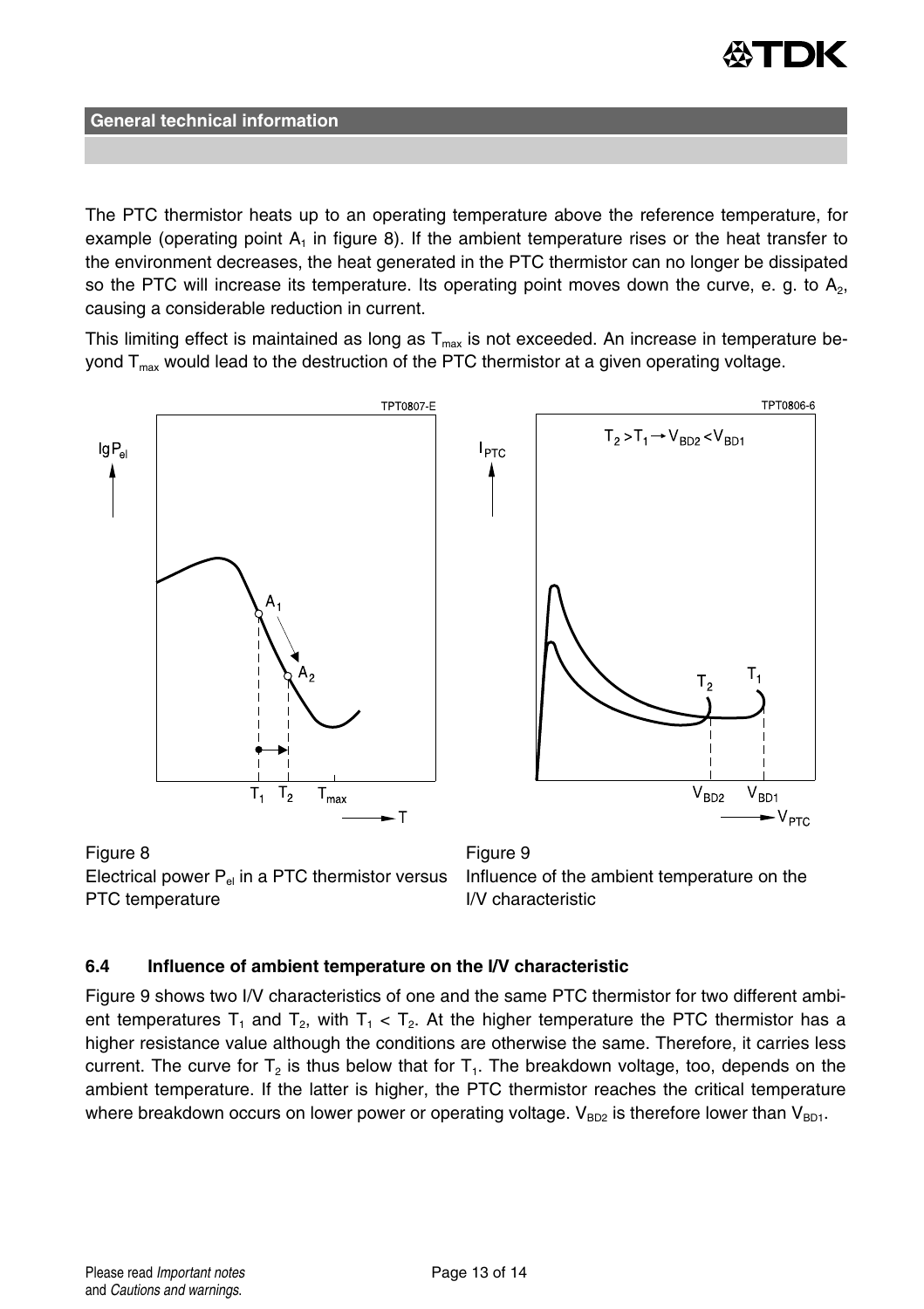The PTC thermistor heats up to an operating temperature above the reference temperature, for example (operating point $A_1$ in figure 8). If the ambient temperature rises or the heat transfer to the environment decreases, the heat generated in the PTC thermistor can no longer be dissipated so the PTC will increase its temperature. Its operating point moves down the curve, e. g. to $A_2$, causing a considerable reduction in current.

This limiting effect is maintained as long as $T_{max}$ is not exceeded. An increase in temperature beyond $T_{max}$ would lead to the destruction of the PTC thermistor at a given operating voltage.

Figure 8
Electrical power $P_{el}$ in a PTC thermistor versus PTC temperature

Figure 9
Influence of the ambient temperature on the I/V characteristic

### 6.4 Influence of ambient temperature on the I/V characteristic

Figure 9 shows two I/V characteristics of one and the same PTC thermistor for two different ambient temperatures $T_1$ and $T_2$, with $T_1 < T_2$. At the higher temperature the PTC thermistor has a higher resistance value although the conditions are otherwise the same. Therefore, it carries less current. The curve for $T_2$ is thus below that for $T_1$. The breakdown voltage, too, depends on the ambient temperature. If the latter is higher, the PTC thermistor reaches the critical temperature where breakdown occurs on lower power or operating voltage. $V_{BD2}$ is therefore lower than $V_{BD1}$.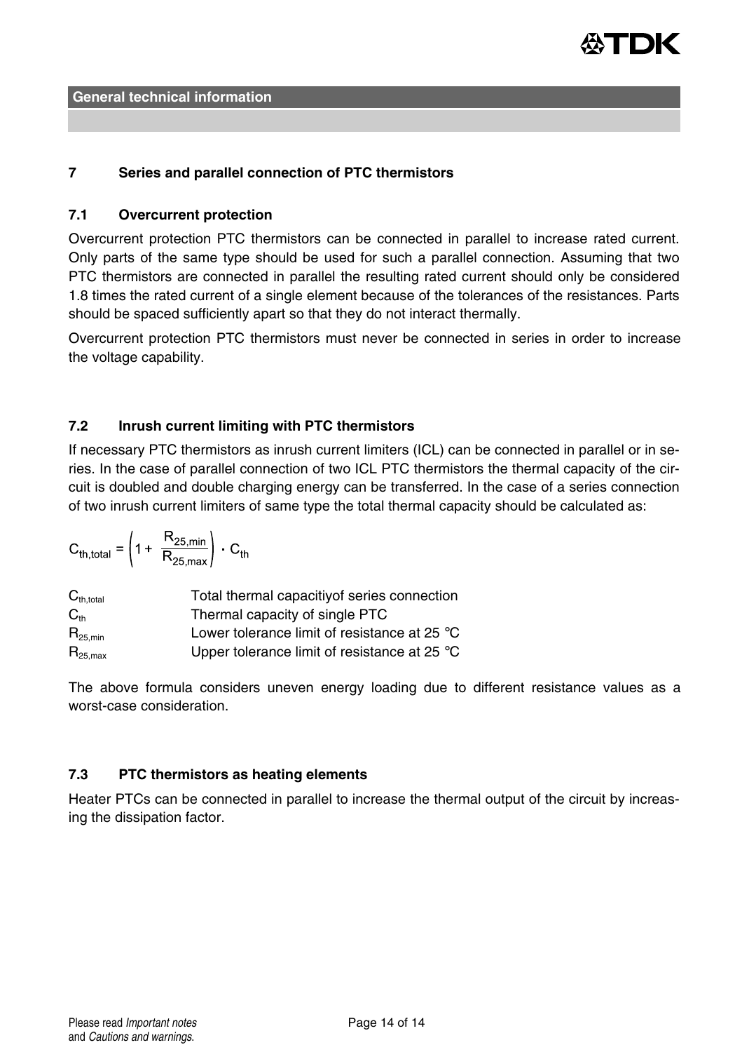## 7 Series and parallel connection of PTC thermistors

### 7.1 Overcurrent protection

Overcurrent protection PTC thermistors can be connected in parallel to increase rated current. Only parts of the same type should be used for such a parallel connection. Assuming that two PTC thermistors are connected in parallel the resulting rated current should only be considered 1.8 times the rated current of a single element because of the tolerances of the resistances. Parts should be spaced sufficiently apart so that they do not interact thermally.

Overcurrent protection PTC thermistors must never be connected in series in order to increase the voltage capability.

### 7.2 Inrush current limiting with PTC thermistors

If necessary PTC thermistors as inrush current limiters (ICL) can be connected in parallel or in series. In the case of parallel connection of two ICL PTC thermistors the thermal capacity of the circuit is doubled and double charging energy can be transferred. In the case of a series connection of two inrush current limiters of same type the total thermal capacity should be calculated as:

$$C_{th,total} = \left(1 + \frac{R_{25,min}}{R_{25,max}}\right) \cdot C_{th}$$

| | |
|---|---|
| $C_{th,total}$ | Total thermal capacitiyof series connection |
| $C_{th}$ | Thermal capacity of single PTC |
| $R_{25,min}$ | Lower tolerance limit of resistance at 25 °C |
| $R_{25,max}$ | Upper tolerance limit of resistance at 25 °C |

The above formula considers uneven energy loading due to different resistance values as a worst-case consideration.

### 7.3 PTC thermistors as heating elements

Heater PTCs can be connected in parallel to increase the thermal output of the circuit by increasing the dissipation factor.